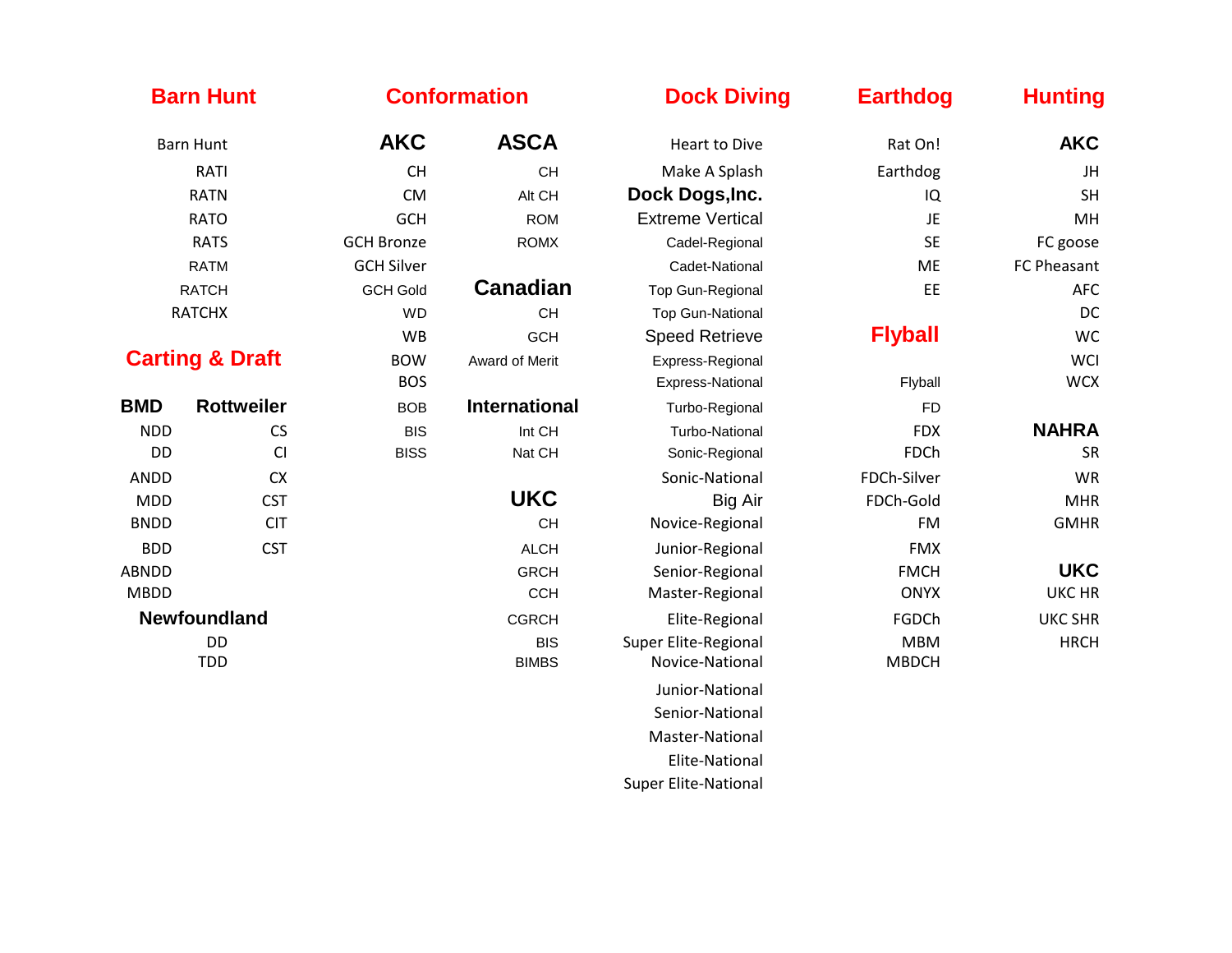## Barn Hunt

Barn Hunt

- RATI
- RATN
- RATO
- RATS
- RATM
- RATCH
- RATCHX

## Carting & Draft

### BMD

- NDD
- DD
- ANDD
- MDD
- BNDD
- BDD
- ABNDD
- MBDD

### Rottweiler

- CS
- CI
- CX
- CST
- CIT
- CST

### Newfoundland

- DD
- TDD

## Conformation

### AKC

- CH
- CM
- GCH
- GCH Bronze
- GCH Silver
- GCH Gold
- WD
- WB
- BOW
- BOS
- BOB
- BIS
- BISS

### ASCA

- CH
- Alt CH
- ROM
- ROMX

### Canadian

- CH
- GCH
- Award of Merit

### International

- Int CH
- Nat CH

### UKC

- CH
- ALCH
- GRCH
- CCH
- CGRCH
- BIS
- BIMBS

## Dock Diving

Heart to Dive

Make A Splash

### Dock Dogs,Inc.

- Extreme Vertical
- Cadet-Regional
- Cadet-National
- Top Gun-Regional
- Top Gun-National
- Speed Retrieve
- Express-Regional
- Express-National
- Turbo-Regional
- Turbo-National
- Sonic-Regional
- Sonic-National
- Big Air
- Novice-Regional
- Junior-Regional
- Senior-Regional
- Master-Regional
- Elite-Regional
- Super Elite-Regional
- Novice-National
- Junior-National
- Senior-National
- Master-National
- Elite-National
- Super Elite-National

## Earthdog

Rat On!

Earthdog

- IQ
- JE
- SE
- ME
- EE

## Flyball

Flyball

- FD
- FDX
- FDCh
- FDCh-Silver
- FDCh-Gold
- FM
- FMX
- FMCH
- ONYX
- FGDCh
- MBM
- MBDCH

## Hunting

### AKC

- JH
- SH
- MH
- FC goose
- FC Pheasant
- AFC
- DC
- WC
- WCI
- WCX

### NAHRA

- SR
- WR
- MHR
- GMHR

### UKC

- UKC HR
- UKC SHR
- HRCH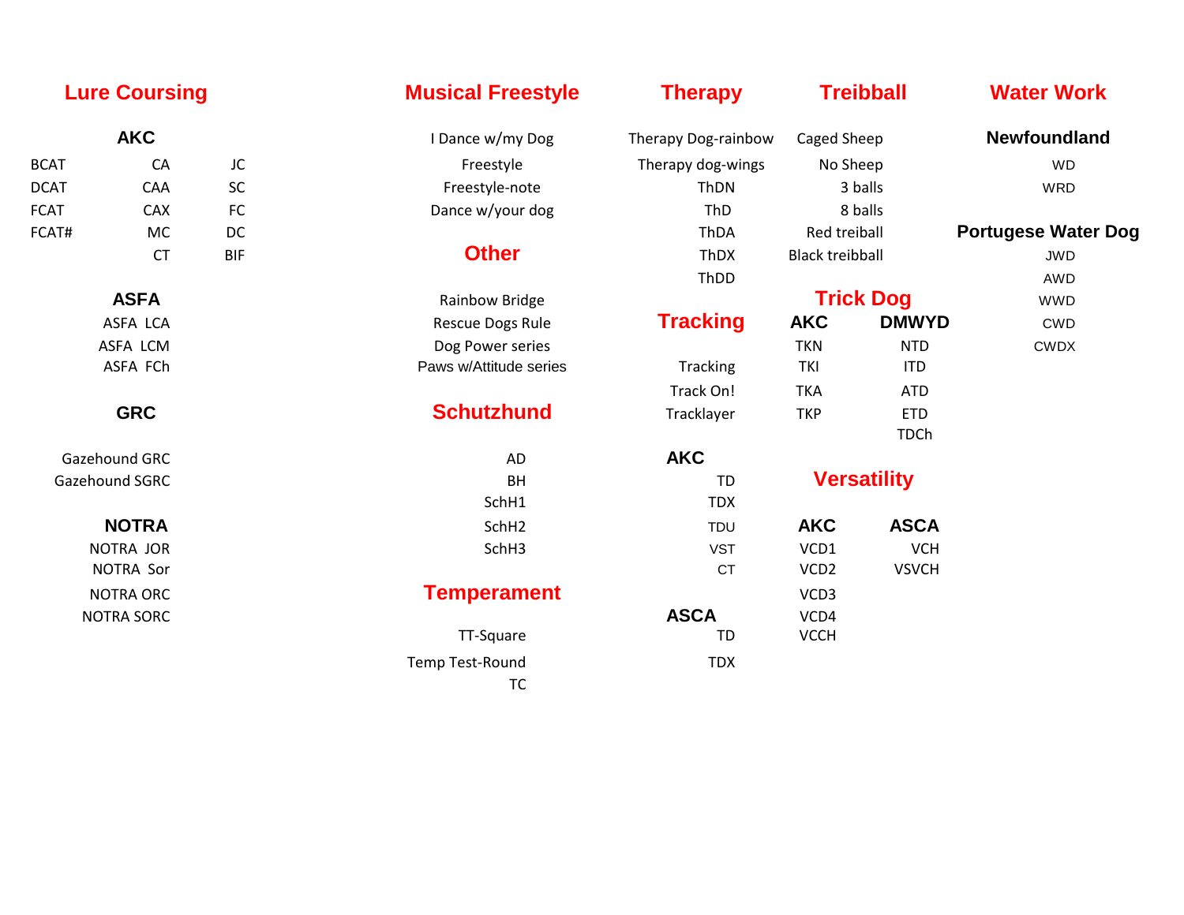## Lure Coursing

### AKC

BCAT
DCAT
FCAT
FCAT#

CA
CAA
CAX
MC
CT

JC
SC
FC
DC
BIF

### ASFA

ASFA LCA
ASFA LCM
ASFA FCh

### GRC

Gazehound GRC
Gazehound SGRC

### NOTRA

NOTRA JOR
NOTRA Sor
NOTRA ORC
NOTRA SORC

## Musical Freestyle

I Dance w/my Dog
Freestyle
Freestyle-note
Dance w/your dog

## Other

Rainbow Bridge
Rescue Dogs Rule
Dog Power series
Paws w/Attitude series

## Schutzhund

AD
BH
SchH1
SchH2
SchH3

## Temperament

TT-Square
Temp Test-Round
TC

## Therapy

Therapy Dog-rainbow
Therapy dog-wings
ThDN
ThD
ThDA
ThDX
ThDD

## Tracking

Tracking
Track On!
Tracklayer

### AKC

TD
TDX
TDU
VST
CT

### ASCA

TD
TDX

## Treibball

Caged Sheep
No Sheep
3 balls
8 balls
Red treiball
Black treibball

## Trick Dog

### AKC

TKN
TKI
TKA
TKP

### DMWYD

NTD
ITD
ATD
ETD
TDCh

## Versatility

### AKC

VCD1
VCD2
VCD3
VCD4
VCCH

### ASCA

VCH
VSVCH

## Water Work

### Newfoundland

WD
WRD

### Portugese Water Dog

JWD
AWD
WWD
CWD
CWDX